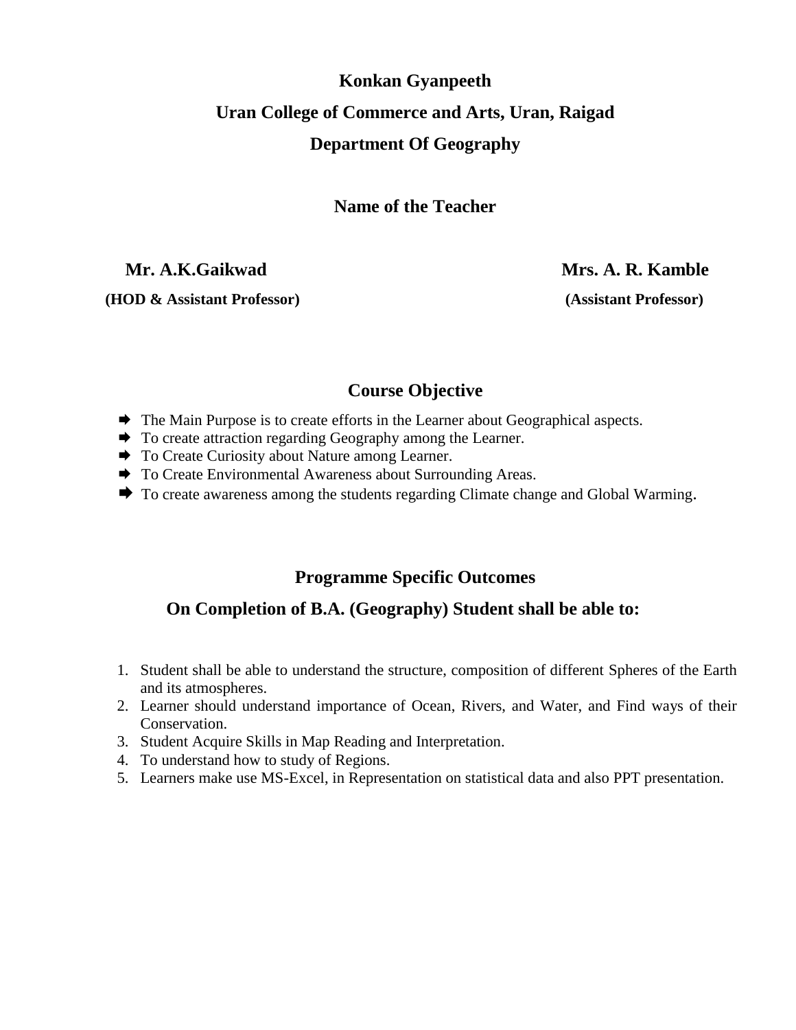# Konkan Gyanpeeth

## Uran College of Commerce and Arts, Uran, Raigad

## Department Of Geography

### Name of the Teacher

**Mr. A.K.Gaikwad**
**(HOD & Assistant Professor)**

**Mrs. A. R. Kamble**
**(Assistant Professor)**

### Course Objective

- The Main Purpose is to create efforts in the Learner about Geographical aspects.
- To create attraction regarding Geography among the Learner.
- To Create Curiosity about Nature among Learner.
- To Create Environmental Awareness about Surrounding Areas.
- To create awareness among the students regarding Climate change and Global Warming.

### Programme Specific Outcomes

### On Completion of B.A. (Geography) Student shall be able to:

1. Student shall be able to understand the structure, composition of different Spheres of the Earth and its atmospheres.
2. Learner should understand importance of Ocean, Rivers, and Water, and Find ways of their Conservation.
3. Student Acquire Skills in Map Reading and Interpretation.
4. To understand how to study of Regions.
5. Learners make use MS-Excel, in Representation on statistical data and also PPT presentation.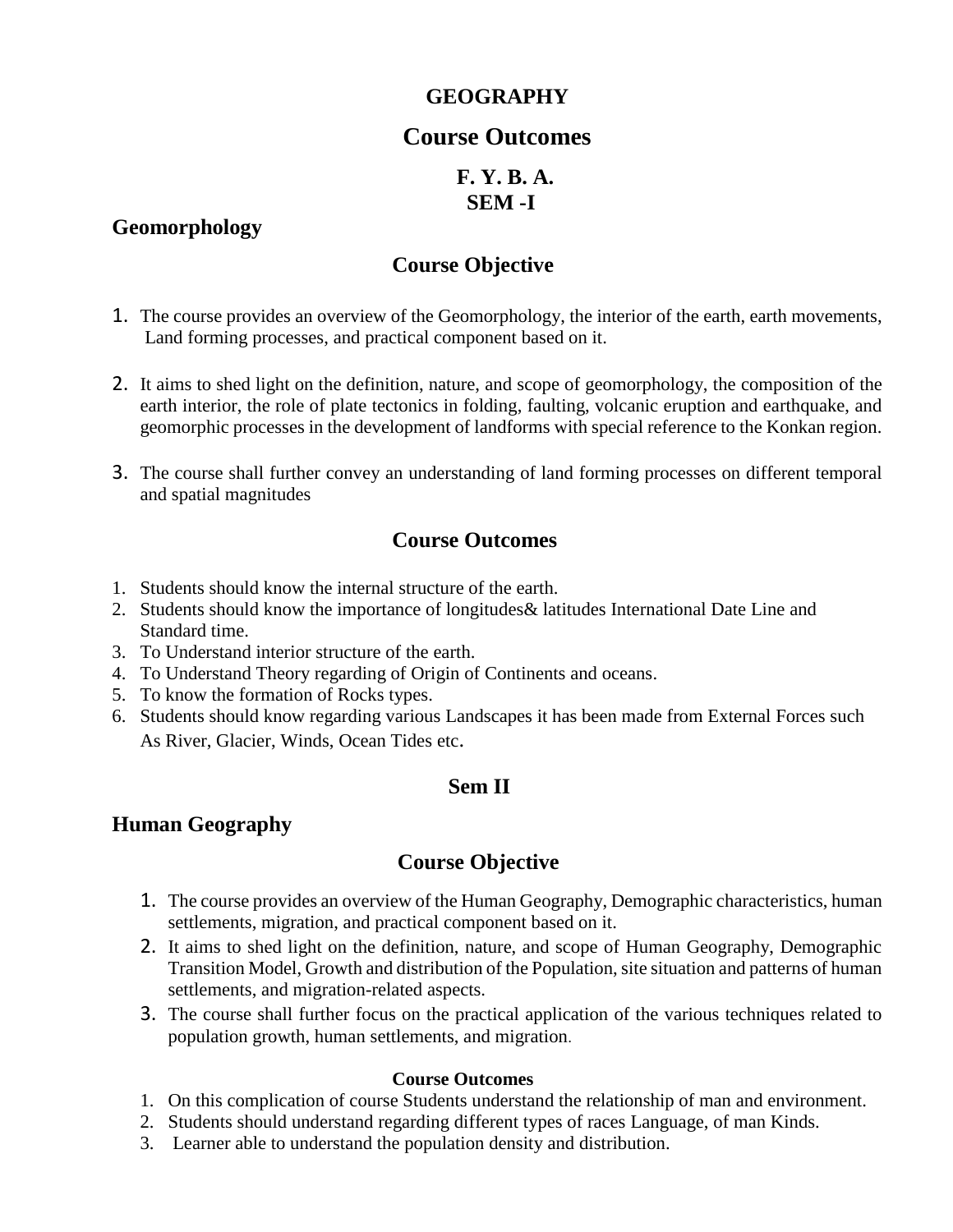# GEOGRAPHY

## Course Outcomes

### F. Y. B. A.
### SEM -I

### Geomorphology

### Course Objective

1. The course provides an overview of the Geomorphology, the interior of the earth, earth movements, Land forming processes, and practical component based on it.

2. It aims to shed light on the definition, nature, and scope of geomorphology, the composition of the earth interior, the role of plate tectonics in folding, faulting, volcanic eruption and earthquake, and geomorphic processes in the development of landforms with special reference to the Konkan region.

3. The course shall further convey an understanding of land forming processes on different temporal and spatial magnitudes

### Course Outcomes

1. Students should know the internal structure of the earth.
2. Students should know the importance of longitudes& latitudes International Date Line and Standard time.
3. To Understand interior structure of the earth.
4. To Understand Theory regarding of Origin of Continents and oceans.
5. To know the formation of Rocks types.
6. Students should know regarding various Landscapes it has been made from External Forces such As River, Glacier, Winds, Ocean Tides etc.

### Sem II

### Human Geography

### Course Objective

1. The course provides an overview of the Human Geography, Demographic characteristics, human settlements, migration, and practical component based on it.
2. It aims to shed light on the definition, nature, and scope of Human Geography, Demographic Transition Model, Growth and distribution of the Population, site situation and patterns of human settlements, and migration-related aspects.
3. The course shall further focus on the practical application of the various techniques related to population growth, human settlements, and migration.

**Course Outcomes**

1. On this complication of course Students understand the relationship of man and environment.
2. Students should understand regarding different types of races Language, of man Kinds.
3. Learner able to understand the population density and distribution.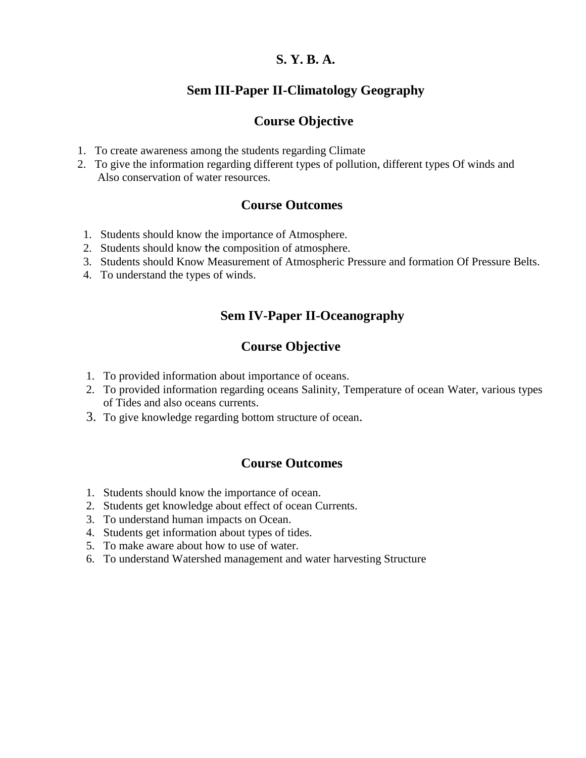# S. Y. B. A.

## Sem III-Paper II-Climatology Geography

### Course Objective

1. To create awareness among the students regarding Climate
2. To give the information regarding different types of pollution, different types Of winds and Also conservation of water resources.

### Course Outcomes

1. Students should know the importance of Atmosphere.
2. Students should know the composition of atmosphere.
3. Students should Know Measurement of Atmospheric Pressure and formation Of Pressure Belts.
4. To understand the types of winds.

## Sem IV-Paper II-Oceanography

### Course Objective

1. To provided information about importance of oceans.
2. To provided information regarding oceans Salinity, Temperature of ocean Water, various types of Tides and also oceans currents.
3. To give knowledge regarding bottom structure of ocean.

### Course Outcomes

1. Students should know the importance of ocean.
2. Students get knowledge about effect of ocean Currents.
3. To understand human impacts on Ocean.
4. Students get information about types of tides.
5. To make aware about how to use of water.
6. To understand Watershed management and water harvesting Structure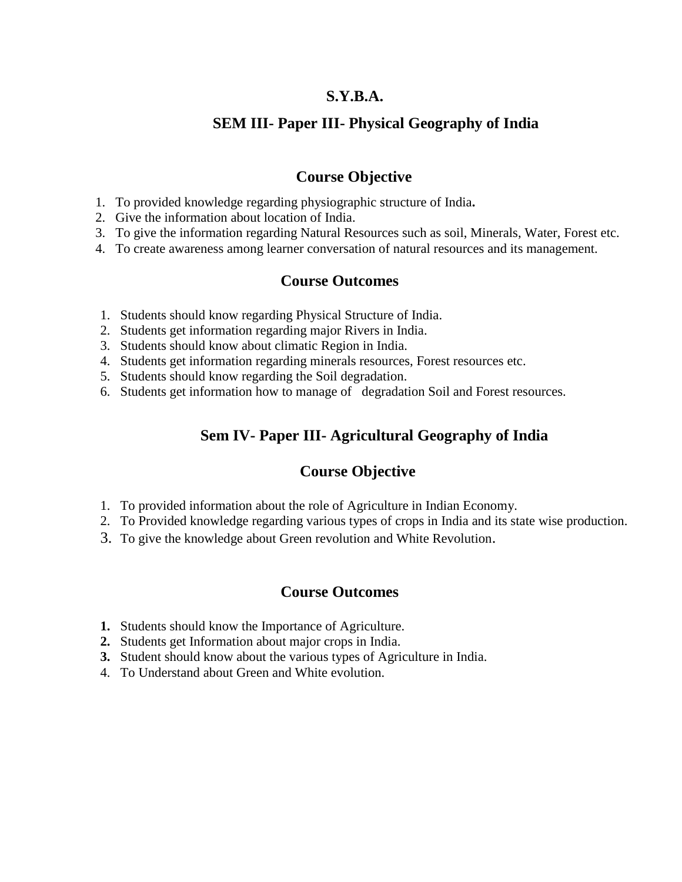# S.Y.B.A.

## SEM III- Paper III- Physical Geography of India

### Course Objective

1. To provided knowledge regarding physiographic structure of India**.**
2. Give the information about location of India.
3. To give the information regarding Natural Resources such as soil, Minerals, Water, Forest etc.
4. To create awareness among learner conversation of natural resources and its management.

### Course Outcomes

1. Students should know regarding Physical Structure of India.
2. Students get information regarding major Rivers in India.
3. Students should know about climatic Region in India.
4. Students get information regarding minerals resources, Forest resources etc.
5. Students should know regarding the Soil degradation.
6. Students get information how to manage of degradation Soil and Forest resources.

## Sem IV- Paper III- Agricultural Geography of India

### Course Objective

1. To provided information about the role of Agriculture in Indian Economy.
2. To Provided knowledge regarding various types of crops in India and its state wise production.
3. To give the knowledge about Green revolution and White Revolution.

### Course Outcomes

1. Students should know the Importance of Agriculture.
2. Students get Information about major crops in India.
3. Student should know about the various types of Agriculture in India.
4. To Understand about Green and White evolution.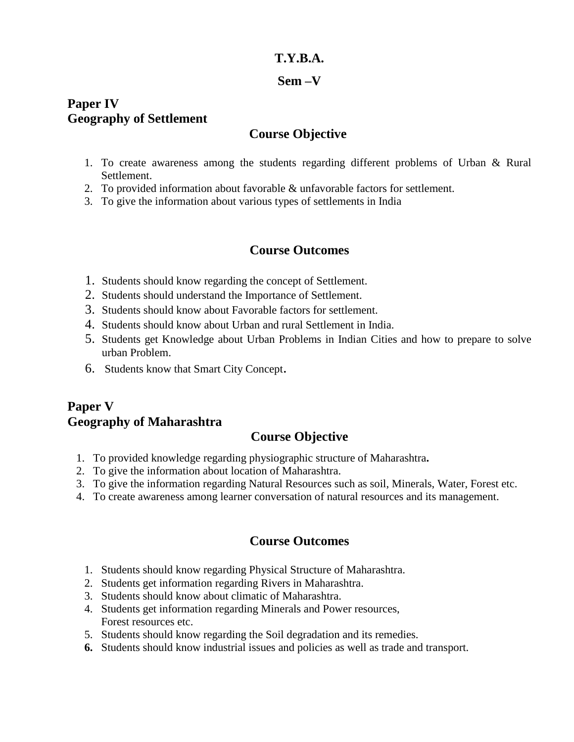# T.Y.B.A.

## Sem –V

### Paper IV
### Geography of Settlement

#### Course Objective

1. To create awareness among the students regarding different problems of Urban & Rural Settlement.
2. To provided information about favorable & unfavorable factors for settlement.
3. To give the information about various types of settlements in India

#### Course Outcomes

1. Students should know regarding the concept of Settlement.
2. Students should understand the Importance of Settlement.
3. Students should know about Favorable factors for settlement.
4. Students should know about Urban and rural Settlement in India.
5. Students get Knowledge about Urban Problems in Indian Cities and how to prepare to solve urban Problem.
6. Students know that Smart City Concept.

### Paper V
### Geography of Maharashtra

#### Course Objective

1. To provided knowledge regarding physiographic structure of Maharashtra**.**
2. To give the information about location of Maharashtra.
3. To give the information regarding Natural Resources such as soil, Minerals, Water, Forest etc.
4. To create awareness among learner conversation of natural resources and its management.

#### Course Outcomes

1. Students should know regarding Physical Structure of Maharashtra.
2. Students get information regarding Rivers in Maharashtra.
3. Students should know about climatic of Maharashtra.
4. Students get information regarding Minerals and Power resources, Forest resources etc.
5. Students should know regarding the Soil degradation and its remedies.
6. Students should know industrial issues and policies as well as trade and transport.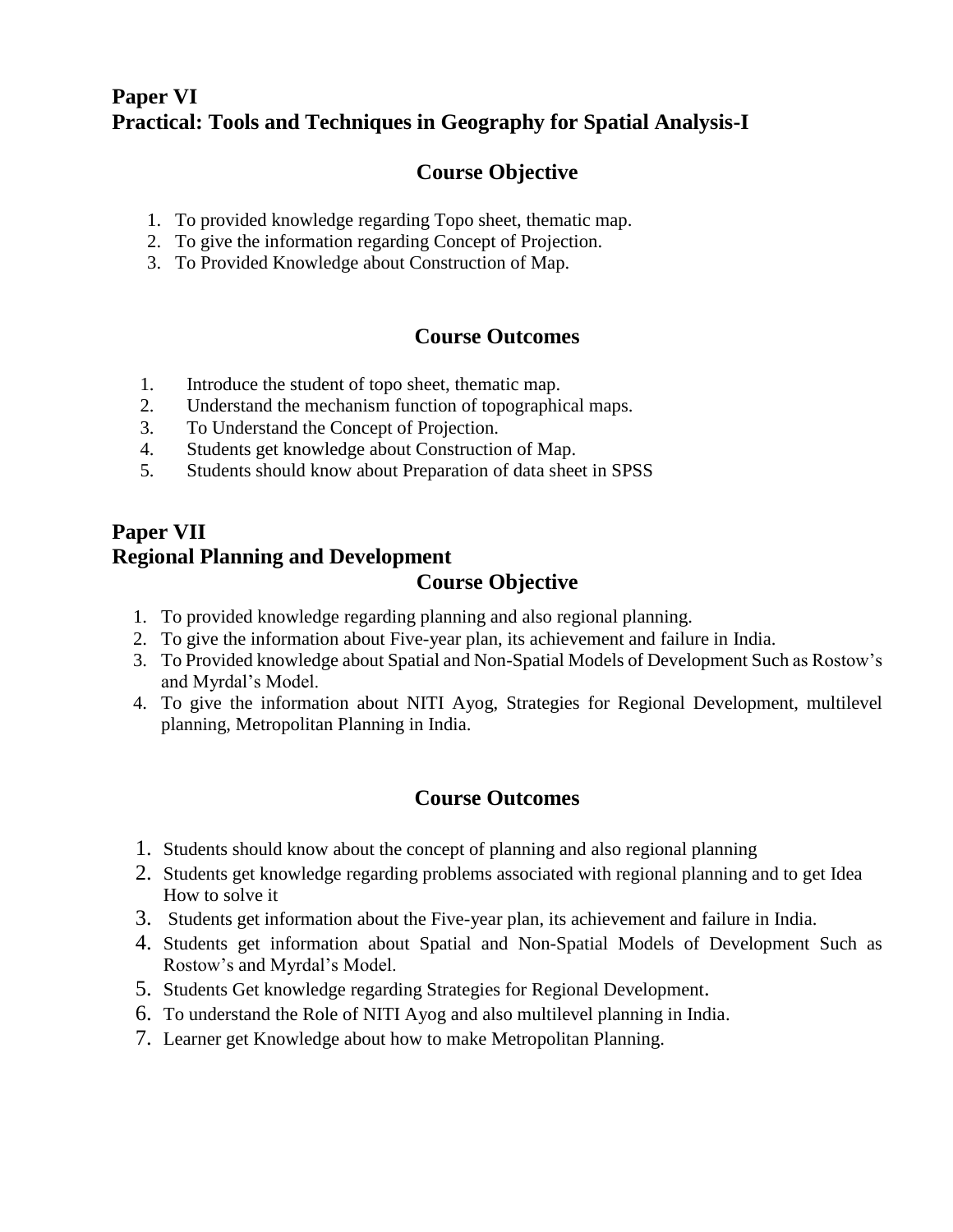## Paper VI
## Practical: Tools and Techniques in Geography for Spatial Analysis-I

### Course Objective

1. To provided knowledge regarding Topo sheet, thematic map.
2. To give the information regarding Concept of Projection.
3. To Provided Knowledge about Construction of Map.

### Course Outcomes

1. Introduce the student of topo sheet, thematic map.
2. Understand the mechanism function of topographical maps.
3. To Understand the Concept of Projection.
4. Students get knowledge about Construction of Map.
5. Students should know about Preparation of data sheet in SPSS

## Paper VII
## Regional Planning and Development

### Course Objective

1. To provided knowledge regarding planning and also regional planning.
2. To give the information about Five-year plan, its achievement and failure in India.
3. To Provided knowledge about Spatial and Non-Spatial Models of Development Such as Rostow's and Myrdal's Model.
4. To give the information about NITI Ayog, Strategies for Regional Development, multilevel planning, Metropolitan Planning in India.

### Course Outcomes

1. Students should know about the concept of planning and also regional planning
2. Students get knowledge regarding problems associated with regional planning and to get Idea How to solve it
3. Students get information about the Five-year plan, its achievement and failure in India.
4. Students get information about Spatial and Non-Spatial Models of Development Such as Rostow's and Myrdal's Model.
5. Students Get knowledge regarding Strategies for Regional Development.
6. To understand the Role of NITI Ayog and also multilevel planning in India.
7. Learner get Knowledge about how to make Metropolitan Planning.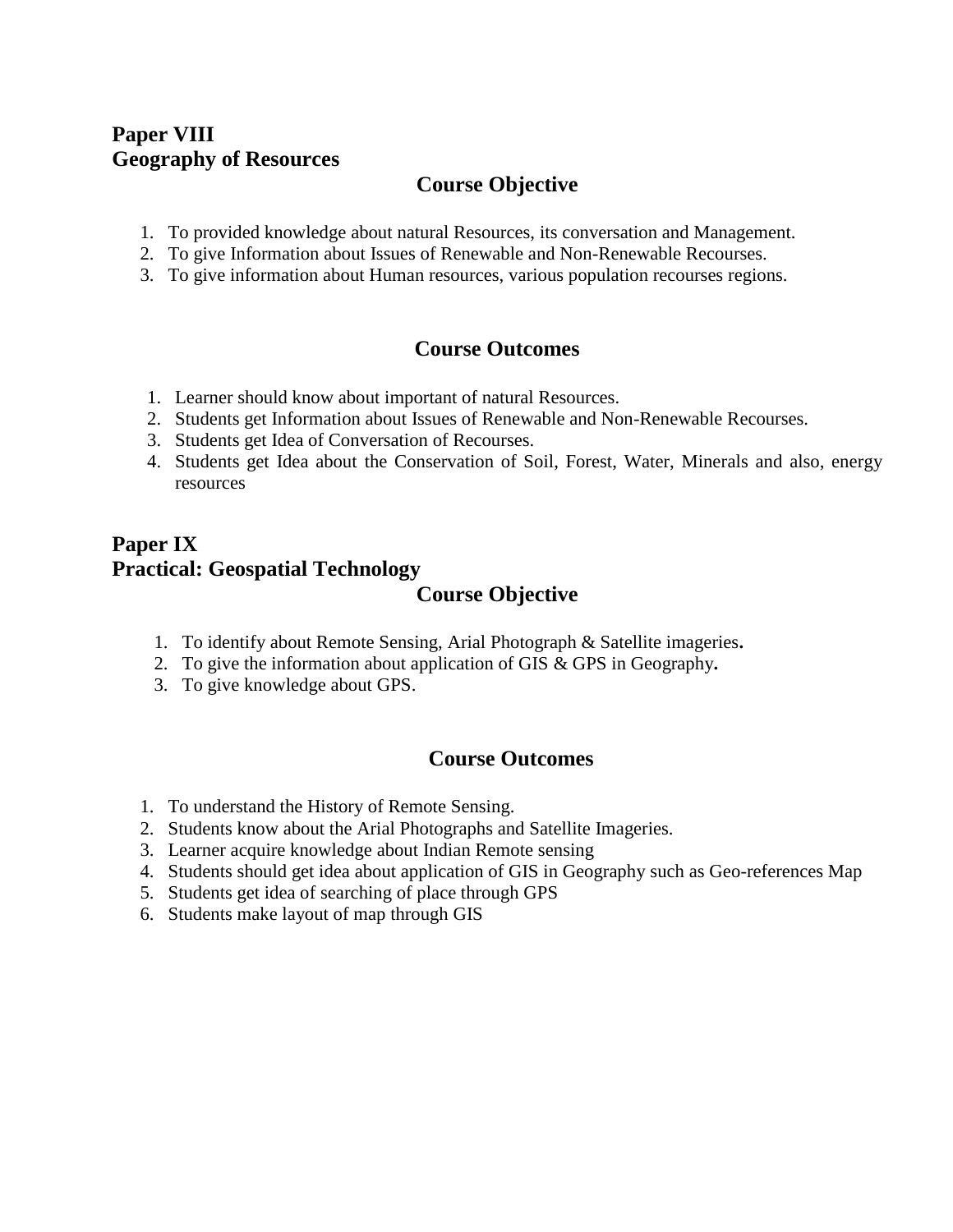**Paper VIII**
**Geography of Resources**

## Course Objective

1. To provided knowledge about natural Resources, its conversation and Management.
2. To give Information about Issues of Renewable and Non-Renewable Recourses.
3. To give information about Human resources, various population recourses regions.

## Course Outcomes

1. Learner should know about important of natural Resources.
2. Students get Information about Issues of Renewable and Non-Renewable Recourses.
3. Students get Idea of Conversation of Recourses.
4. Students get Idea about the Conservation of Soil, Forest, Water, Minerals and also, energy resources

**Paper IX**
**Practical: Geospatial Technology**

## Course Objective

1. To identify about Remote Sensing, Arial Photograph & Satellite imageries**.**
2. To give the information about application of GIS & GPS in Geography**.**
3. To give knowledge about GPS.

## Course Outcomes

1. To understand the History of Remote Sensing.
2. Students know about the Arial Photographs and Satellite Imageries.
3. Learner acquire knowledge about Indian Remote sensing
4. Students should get idea about application of GIS in Geography such as Geo-references Map
5. Students get idea of searching of place through GPS
6. Students make layout of map through GIS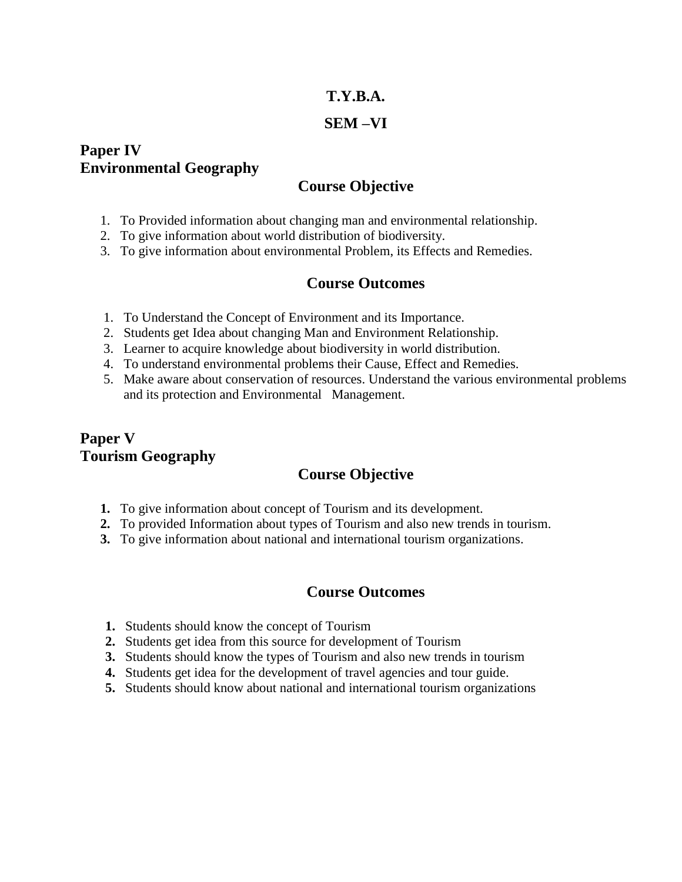# T.Y.B.A.

# SEM –VI

## Paper IV
## Environmental Geography

### Course Objective

1. To Provided information about changing man and environmental relationship.
2. To give information about world distribution of biodiversity.
3. To give information about environmental Problem, its Effects and Remedies.

### Course Outcomes

1. To Understand the Concept of Environment and its Importance.
2. Students get Idea about changing Man and Environment Relationship.
3. Learner to acquire knowledge about biodiversity in world distribution.
4. To understand environmental problems their Cause, Effect and Remedies.
5. Make aware about conservation of resources. Understand the various environmental problems and its protection and Environmental Management.

## Paper V
## Tourism Geography

### Course Objective

1. To give information about concept of Tourism and its development.
2. To provided Information about types of Tourism and also new trends in tourism.
3. To give information about national and international tourism organizations.

### Course Outcomes

1. Students should know the concept of Tourism
2. Students get idea from this source for development of Tourism
3. Students should know the types of Tourism and also new trends in tourism
4. Students get idea for the development of travel agencies and tour guide.
5. Students should know about national and international tourism organizations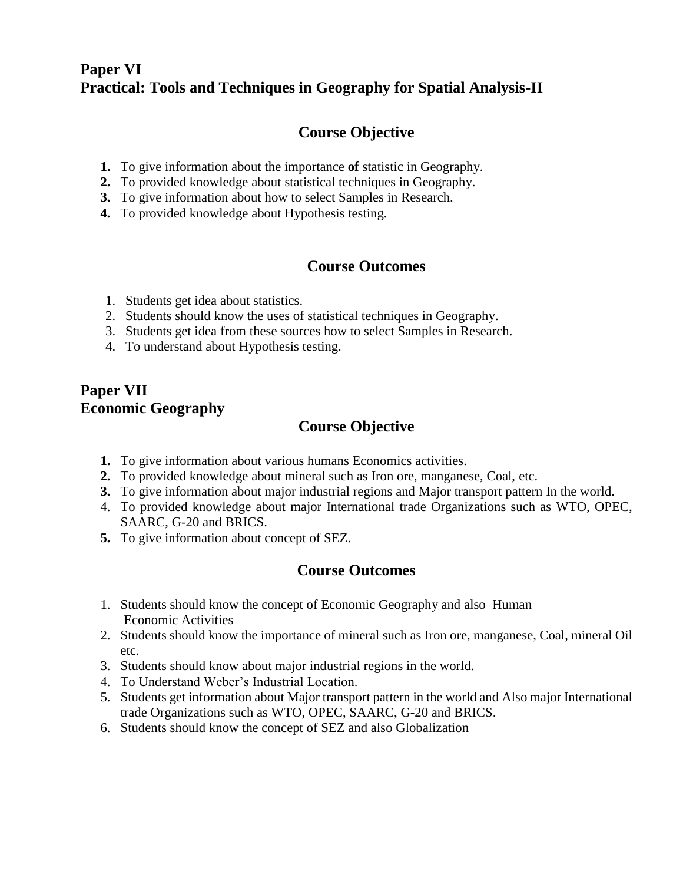## Paper VI
## Practical: Tools and Techniques in Geography for Spatial Analysis-II

### Course Objective

1. To give information about the importance **of** statistic in Geography.
2. To provided knowledge about statistical techniques in Geography.
3. To give information about how to select Samples in Research.
4. To provided knowledge about Hypothesis testing.

### Course Outcomes

1. Students get idea about statistics.
2. Students should know the uses of statistical techniques in Geography.
3. Students get idea from these sources how to select Samples in Research.
4. To understand about Hypothesis testing.

## Paper VII
## Economic Geography

### Course Objective

1. To give information about various humans Economics activities.
2. To provided knowledge about mineral such as Iron ore, manganese, Coal, etc.
3. To give information about major industrial regions and Major transport pattern In the world.
4. To provided knowledge about major International trade Organizations such as WTO, OPEC, SAARC, G-20 and BRICS.
5. To give information about concept of SEZ.

### Course Outcomes

1. Students should know the concept of Economic Geography and also Human Economic Activities
2. Students should know the importance of mineral such as Iron ore, manganese, Coal, mineral Oil etc.
3. Students should know about major industrial regions in the world.
4. To Understand Weber's Industrial Location.
5. Students get information about Major transport pattern in the world and Also major International trade Organizations such as WTO, OPEC, SAARC, G-20 and BRICS.
6. Students should know the concept of SEZ and also Globalization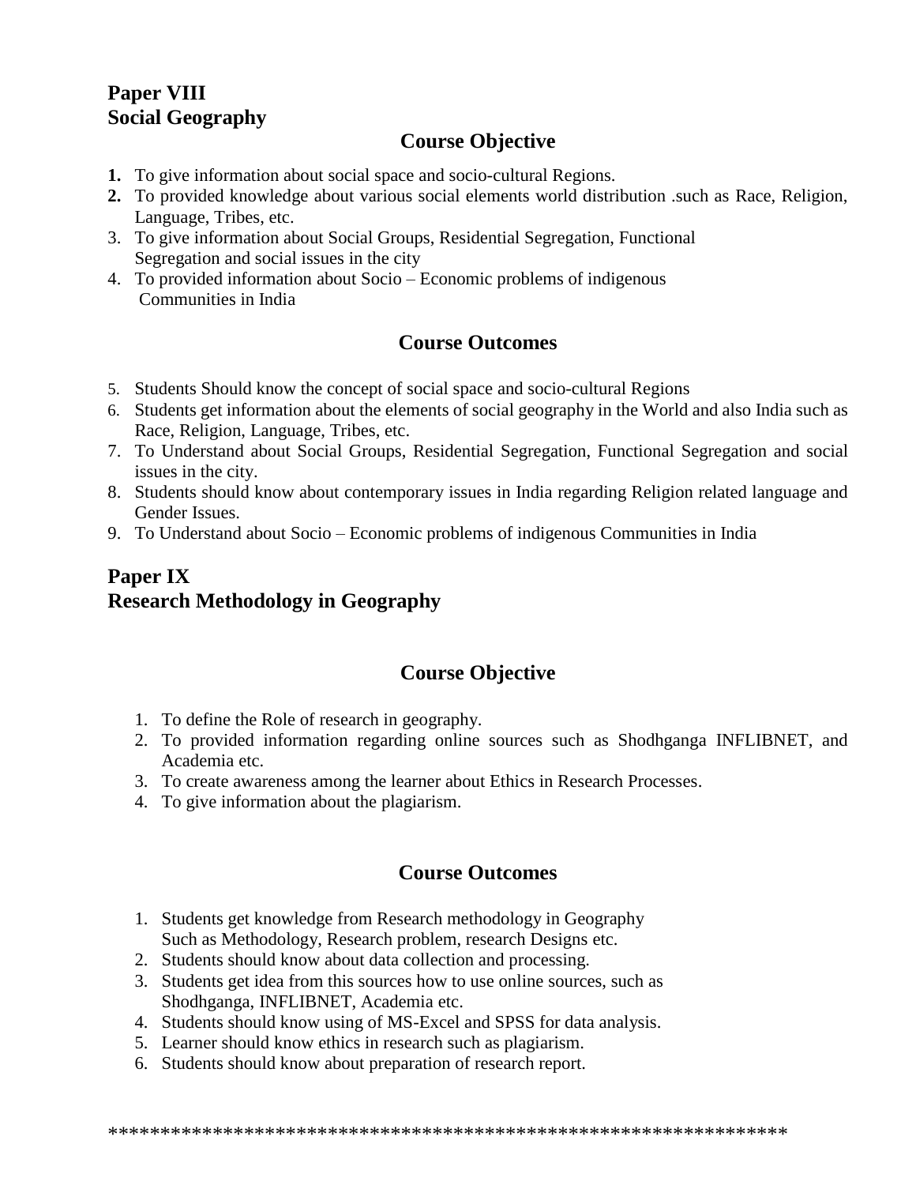**Paper VIII**
**Social Geography**

## Course Objective

1. To give information about social space and socio-cultural Regions.
2. To provided knowledge about various social elements world distribution .such as Race, Religion, Language, Tribes, etc.
3. To give information about Social Groups, Residential Segregation, Functional Segregation and social issues in the city
4. To provided information about Socio – Economic problems of indigenous Communities in India

## Course Outcomes

5. Students Should know the concept of social space and socio-cultural Regions
6. Students get information about the elements of social geography in the World and also India such as Race, Religion, Language, Tribes, etc.
7. To Understand about Social Groups, Residential Segregation, Functional Segregation and social issues in the city.
8. Students should know about contemporary issues in India regarding Religion related language and Gender Issues.
9. To Understand about Socio – Economic problems of indigenous Communities in India

**Paper IX**
**Research Methodology in Geography**

## Course Objective

1. To define the Role of research in geography.
2. To provided information regarding online sources such as Shodhganga INFLIBNET, and Academia etc.
3. To create awareness among the learner about Ethics in Research Processes.
4. To give information about the plagiarism.

## Course Outcomes

1. Students get knowledge from Research methodology in Geography Such as Methodology, Research problem, research Designs etc.
2. Students should know about data collection and processing.
3. Students get idea from this sources how to use online sources, such as Shodhganga, INFLIBNET, Academia etc.
4. Students should know using of MS-Excel and SPSS for data analysis.
5. Learner should know ethics in research such as plagiarism.
6. Students should know about preparation of research report.

*******************************************************************